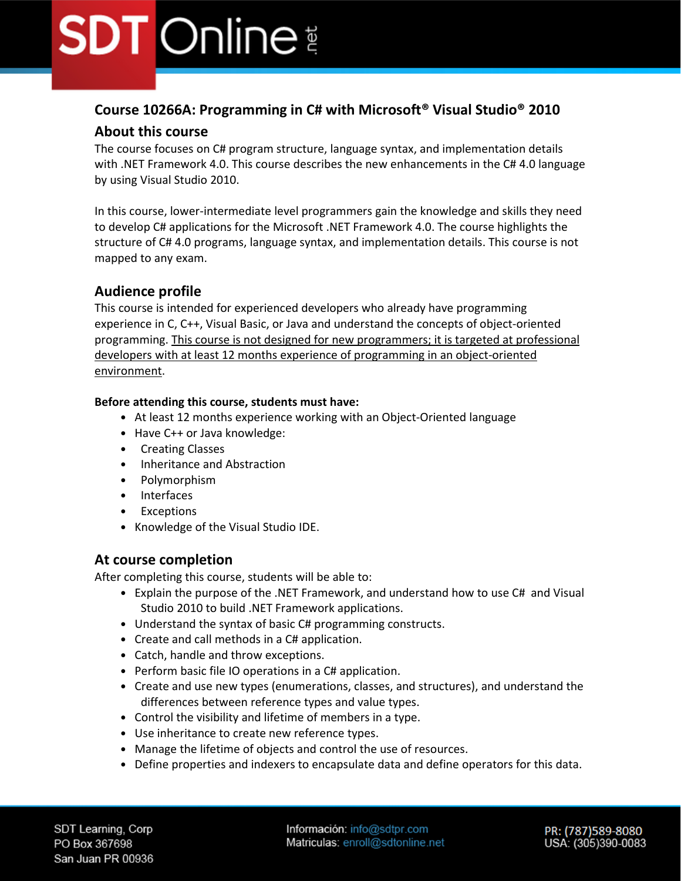# Course 10266A: Programming in C# with Microsoft® Visual Studio® 2010

## About this course

The course focuses on C# program structure, language syntax, and implementation details with .NET Framework 4.0. This course describes the new enhancements in the C# 4.0 language by using Visual Studio 2010.

In this course, lower-intermediate level programmers gain the knowledge and skills they need to develop C# applications for the Microsoft .NET Framework 4.0. The course highlights the structure of C# 4.0 programs, language syntax, and implementation details. This course is not mapped to any exam.

## Audience profile

This course is intended for experienced developers who already have programming experience in C, C++, Visual Basic, or Java and understand the concepts of object-oriented programming. <u>This course is not designed for new programmers; it is targeted at professional developers with at least 12 months experience of programming in an object-oriented environment</u>.

**Before attending this course, students must have:**

- At least 12 months experience working with an Object-Oriented language
- Have C++ or Java knowledge:
- Creating Classes
- Inheritance and Abstraction
- Polymorphism
- Interfaces
- Exceptions
- Knowledge of the Visual Studio IDE.

## At course completion

After completing this course, students will be able to:

- Explain the purpose of the .NET Framework, and understand how to use C# and Visual Studio 2010 to build .NET Framework applications.
- Understand the syntax of basic C# programming constructs.
- Create and call methods in a C# application.
- Catch, handle and throw exceptions.
- Perform basic file IO operations in a C# application.
- Create and use new types (enumerations, classes, and structures), and understand the differences between reference types and value types.
- Control the visibility and lifetime of members in a type.
- Use inheritance to create new reference types.
- Manage the lifetime of objects and control the use of resources.
- Define properties and indexers to encapsulate data and define operators for this data.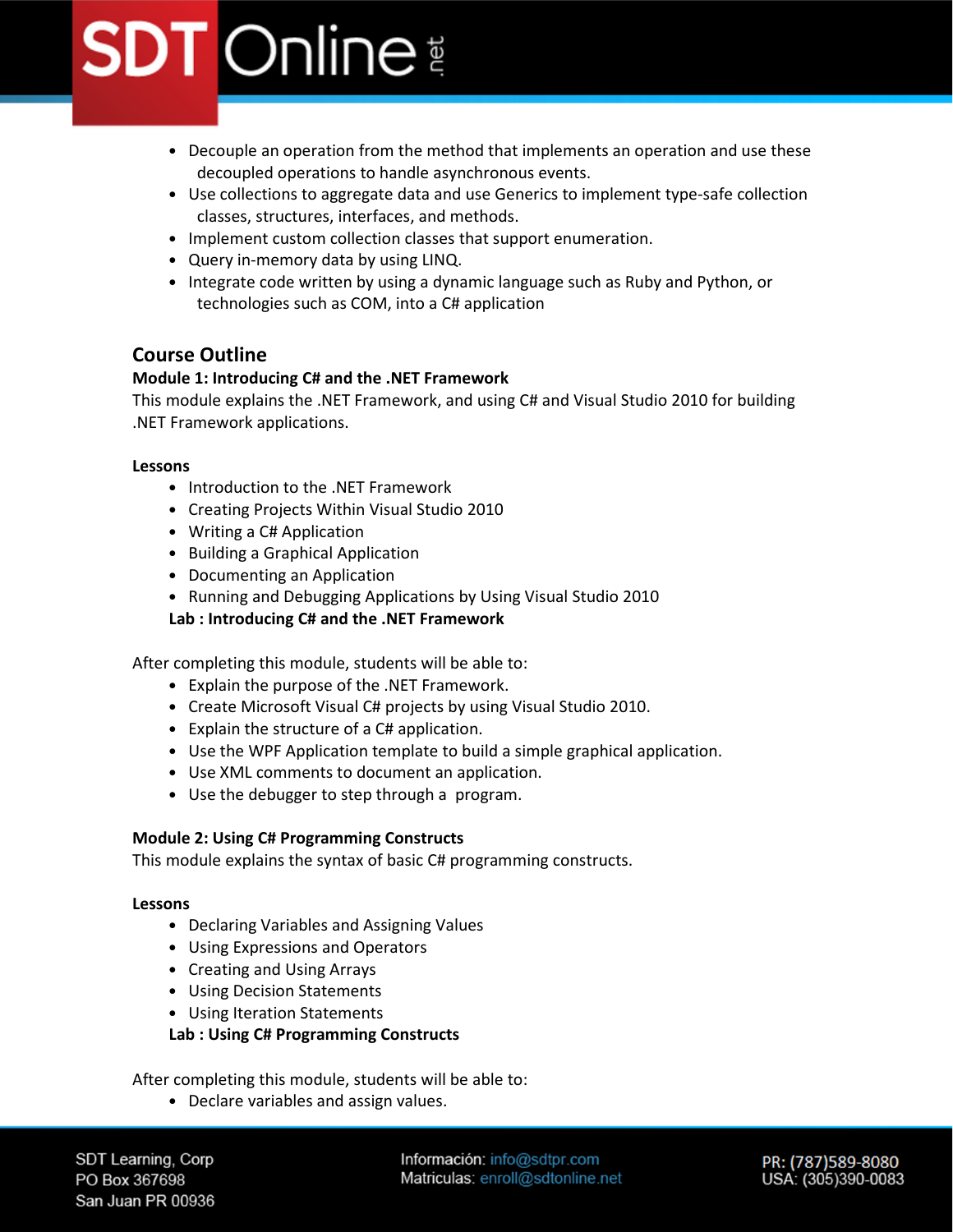- Decouple an operation from the method that implements an operation and use these decoupled operations to handle asynchronous events.
- Use collections to aggregate data and use Generics to implement type-safe collection classes, structures, interfaces, and methods.
- Implement custom collection classes that support enumeration.
- Query in-memory data by using LINQ.
- Integrate code written by using a dynamic language such as Ruby and Python, or technologies such as COM, into a C# application

## Course Outline

### Module 1: Introducing C# and the .NET Framework

This module explains the .NET Framework, and using C# and Visual Studio 2010 for building .NET Framework applications.

**Lessons**

- Introduction to the .NET Framework
- Creating Projects Within Visual Studio 2010
- Writing a C# Application
- Building a Graphical Application
- Documenting an Application
- Running and Debugging Applications by Using Visual Studio 2010

**Lab : Introducing C# and the .NET Framework**

After completing this module, students will be able to:

- Explain the purpose of the .NET Framework.
- Create Microsoft Visual C# projects by using Visual Studio 2010.
- Explain the structure of a C# application.
- Use the WPF Application template to build a simple graphical application.
- Use XML comments to document an application.
- Use the debugger to step through a program.

### Module 2: Using C# Programming Constructs

This module explains the syntax of basic C# programming constructs.

**Lessons**

- Declaring Variables and Assigning Values
- Using Expressions and Operators
- Creating and Using Arrays
- Using Decision Statements
- Using Iteration Statements

**Lab : Using C# Programming Constructs**

After completing this module, students will be able to:

- Declare variables and assign values.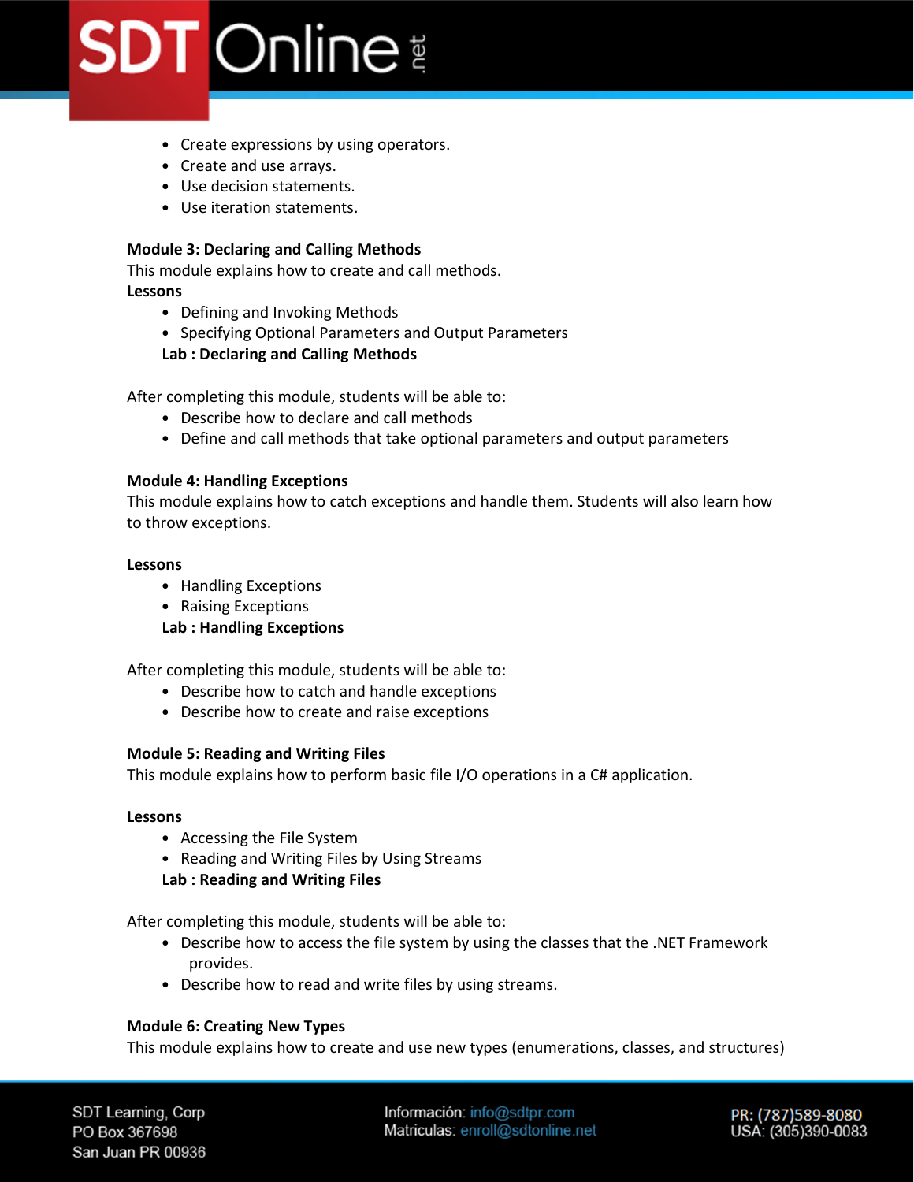- Create expressions by using operators.
- Create and use arrays.
- Use decision statements.
- Use iteration statements.

**Module 3: Declaring and Calling Methods**

This module explains how to create and call methods.

**Lessons**

- Defining and Invoking Methods
- Specifying Optional Parameters and Output Parameters

**Lab : Declaring and Calling Methods**

After completing this module, students will be able to:

- Describe how to declare and call methods
- Define and call methods that take optional parameters and output parameters

**Module 4: Handling Exceptions**

This module explains how to catch exceptions and handle them. Students will also learn how to throw exceptions.

**Lessons**

- Handling Exceptions
- Raising Exceptions

**Lab : Handling Exceptions**

After completing this module, students will be able to:

- Describe how to catch and handle exceptions
- Describe how to create and raise exceptions

**Module 5: Reading and Writing Files**

This module explains how to perform basic file I/O operations in a C# application.

**Lessons**

- Accessing the File System
- Reading and Writing Files by Using Streams

**Lab : Reading and Writing Files**

After completing this module, students will be able to:

- Describe how to access the file system by using the classes that the .NET Framework provides.
- Describe how to read and write files by using streams.

**Module 6: Creating New Types**

This module explains how to create and use new types (enumerations, classes, and structures)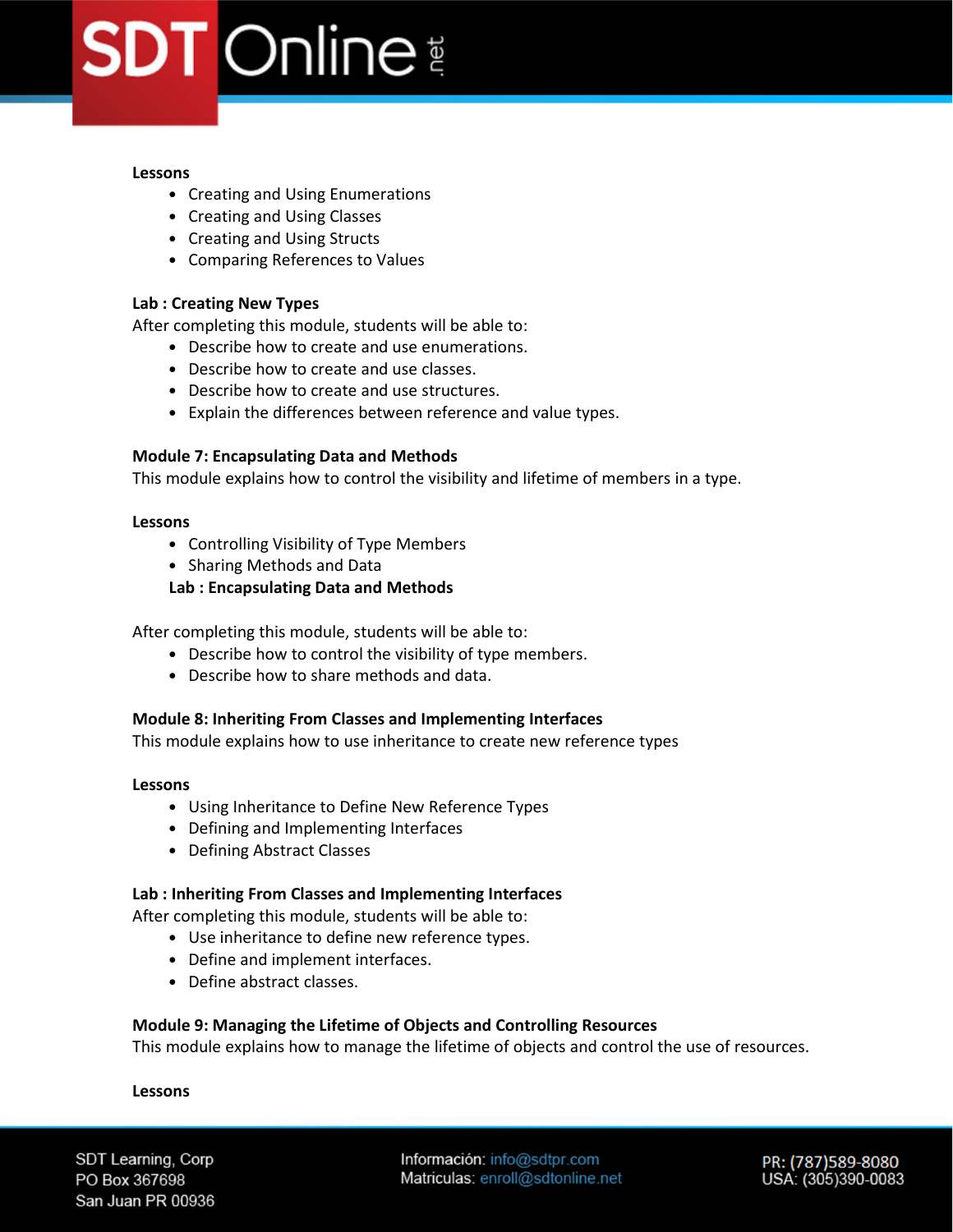**Lessons**

- Creating and Using Enumerations
- Creating and Using Classes
- Creating and Using Structs
- Comparing References to Values

**Lab : Creating New Types**

After completing this module, students will be able to:

- Describe how to create and use enumerations.
- Describe how to create and use classes.
- Describe how to create and use structures.
- Explain the differences between reference and value types.

**Module 7: Encapsulating Data and Methods**

This module explains how to control the visibility and lifetime of members in a type.

**Lessons**

- Controlling Visibility of Type Members
- Sharing Methods and Data

**Lab : Encapsulating Data and Methods**

After completing this module, students will be able to:

- Describe how to control the visibility of type members.
- Describe how to share methods and data.

**Module 8: Inheriting From Classes and Implementing Interfaces**

This module explains how to use inheritance to create new reference types

**Lessons**

- Using Inheritance to Define New Reference Types
- Defining and Implementing Interfaces
- Defining Abstract Classes

**Lab : Inheriting From Classes and Implementing Interfaces**

After completing this module, students will be able to:

- Use inheritance to define new reference types.
- Define and implement interfaces.
- Define abstract classes.

**Module 9: Managing the Lifetime of Objects and Controlling Resources**

This module explains how to manage the lifetime of objects and control the use of resources.

**Lessons**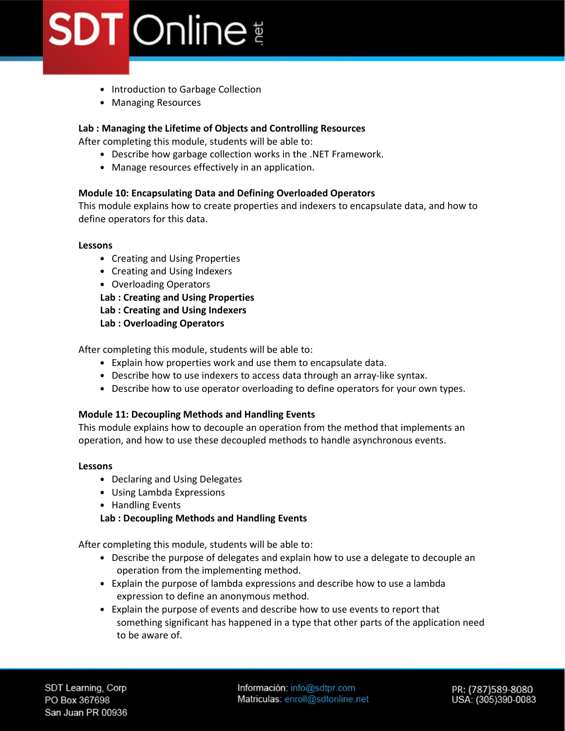- Introduction to Garbage Collection
- Managing Resources

**Lab : Managing the Lifetime of Objects and Controlling Resources**
After completing this module, students will be able to:

- Describe how garbage collection works in the .NET Framework.
- Manage resources effectively in an application.

**Module 10: Encapsulating Data and Defining Overloaded Operators**
This module explains how to create properties and indexers to encapsulate data, and how to define operators for this data.

**Lessons**

- Creating and Using Properties
- Creating and Using Indexers
- Overloading Operators

**Lab : Creating and Using Properties**
**Lab : Creating and Using Indexers**
**Lab : Overloading Operators**

After completing this module, students will be able to:

- Explain how properties work and use them to encapsulate data.
- Describe how to use indexers to access data through an array-like syntax.
- Describe how to use operator overloading to define operators for your own types.

**Module 11: Decoupling Methods and Handling Events**
This module explains how to decouple an operation from the method that implements an operation, and how to use these decoupled methods to handle asynchronous events.

**Lessons**

- Declaring and Using Delegates
- Using Lambda Expressions
- Handling Events

**Lab : Decoupling Methods and Handling Events**

After completing this module, students will be able to:

- Describe the purpose of delegates and explain how to use a delegate to decouple an operation from the implementing method.
- Explain the purpose of lambda expressions and describe how to use a lambda expression to define an anonymous method.
- Explain the purpose of events and describe how to use events to report that something significant has happened in a type that other parts of the application need to be aware of.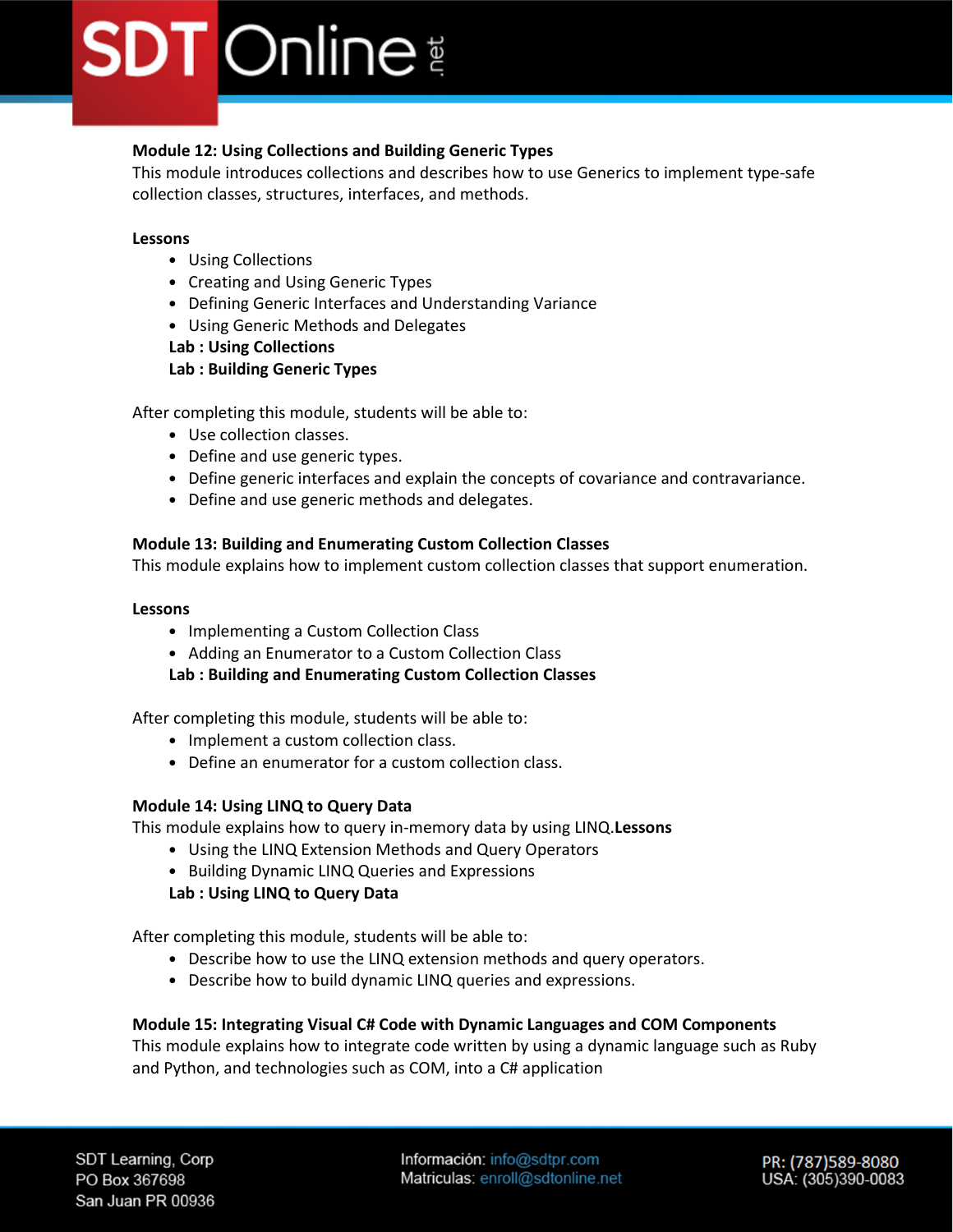**Module 12: Using Collections and Building Generic Types**
This module introduces collections and describes how to use Generics to implement type-safe collection classes, structures, interfaces, and methods.

**Lessons**

- Using Collections
- Creating and Using Generic Types
- Defining Generic Interfaces and Understanding Variance
- Using Generic Methods and Delegates

**Lab : Using Collections**
**Lab : Building Generic Types**

After completing this module, students will be able to:

- Use collection classes.
- Define and use generic types.
- Define generic interfaces and explain the concepts of covariance and contravariance.
- Define and use generic methods and delegates.

**Module 13: Building and Enumerating Custom Collection Classes**
This module explains how to implement custom collection classes that support enumeration.

**Lessons**

- Implementing a Custom Collection Class
- Adding an Enumerator to a Custom Collection Class

**Lab : Building and Enumerating Custom Collection Classes**

After completing this module, students will be able to:

- Implement a custom collection class.
- Define an enumerator for a custom collection class.

**Module 14: Using LINQ to Query Data**
This module explains how to query in-memory data by using LINQ.**Lessons**

- Using the LINQ Extension Methods and Query Operators
- Building Dynamic LINQ Queries and Expressions

**Lab : Using LINQ to Query Data**

After completing this module, students will be able to:

- Describe how to use the LINQ extension methods and query operators.
- Describe how to build dynamic LINQ queries and expressions.

**Module 15: Integrating Visual C# Code with Dynamic Languages and COM Components**
This module explains how to integrate code written by using a dynamic language such as Ruby and Python, and technologies such as COM, into a C# application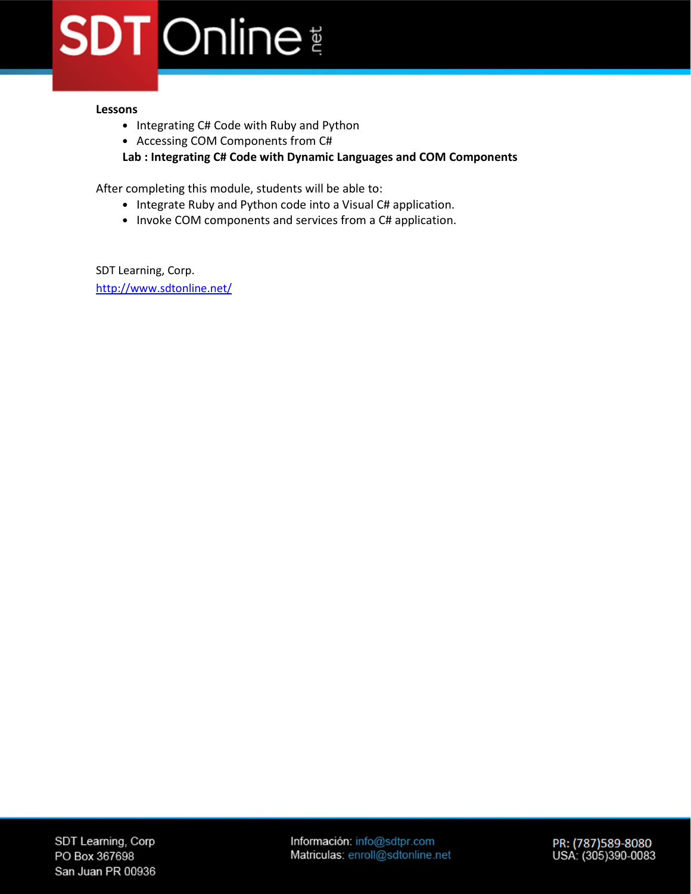**Lessons**

- Integrating C# Code with Ruby and Python
- Accessing COM Components from C#

**Lab : Integrating C# Code with Dynamic Languages and COM Components**

After completing this module, students will be able to:

- Integrate Ruby and Python code into a Visual C# application.
- Invoke COM components and services from a C# application.

SDT Learning, Corp.
http://www.sdtonline.net/